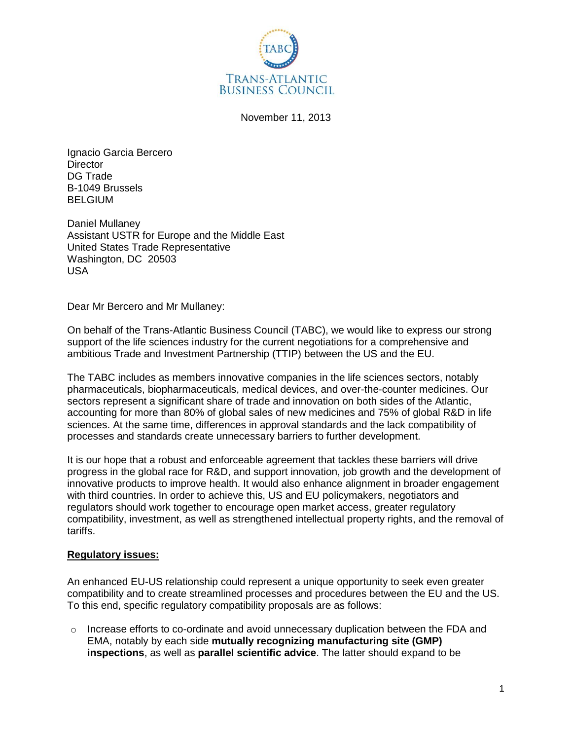TRANS-ATLANTIC BUSINESS COUNCIL

November 11, 2013

Ignacio Garcia Bercero
Director
DG Trade
B-1049 Brussels
BELGIUM

Daniel Mullaney
Assistant USTR for Europe and the Middle East
United States Trade Representative
Washington, DC 20503
USA

Dear Mr Bercero and Mr Mullaney:

On behalf of the Trans-Atlantic Business Council (TABC), we would like to express our strong support of the life sciences industry for the current negotiations for a comprehensive and ambitious Trade and Investment Partnership (TTIP) between the US and the EU.

The TABC includes as members innovative companies in the life sciences sectors, notably pharmaceuticals, biopharmaceuticals, medical devices, and over-the-counter medicines. Our sectors represent a significant share of trade and innovation on both sides of the Atlantic, accounting for more than 80% of global sales of new medicines and 75% of global R&D in life sciences. At the same time, differences in approval standards and the lack compatibility of processes and standards create unnecessary barriers to further development.

It is our hope that a robust and enforceable agreement that tackles these barriers will drive progress in the global race for R&D, and support innovation, job growth and the development of innovative products to improve health. It would also enhance alignment in broader engagement with third countries. In order to achieve this, US and EU policymakers, negotiators and regulators should work together to encourage open market access, greater regulatory compatibility, investment, as well as strengthened intellectual property rights, and the removal of tariffs.

**Regulatory issues:**

An enhanced EU-US relationship could represent a unique opportunity to seek even greater compatibility and to create streamlined processes and procedures between the EU and the US. To this end, specific regulatory compatibility proposals are as follows:

- Increase efforts to co-ordinate and avoid unnecessary duplication between the FDA and EMA, notably by each side **mutually recognizing manufacturing site (GMP) inspections**, as well as **parallel scientific advice**. The latter should expand to be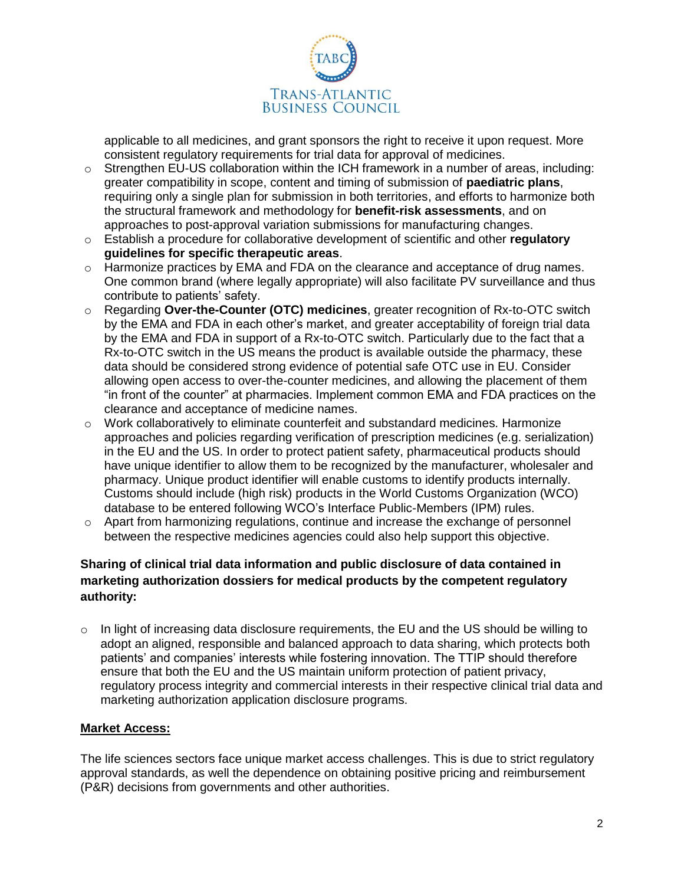applicable to all medicines, and grant sponsors the right to receive it upon request. More consistent regulatory requirements for trial data for approval of medicines.

- Strengthen EU-US collaboration within the ICH framework in a number of areas, including: greater compatibility in scope, content and timing of submission of **paediatric plans**, requiring only a single plan for submission in both territories, and efforts to harmonize both the structural framework and methodology for **benefit-risk assessments**, and on approaches to post-approval variation submissions for manufacturing changes.
- Establish a procedure for collaborative development of scientific and other **regulatory guidelines for specific therapeutic areas**.
- Harmonize practices by EMA and FDA on the clearance and acceptance of drug names. One common brand (where legally appropriate) will also facilitate PV surveillance and thus contribute to patients' safety.
- Regarding **Over-the-Counter (OTC) medicines**, greater recognition of Rx-to-OTC switch by the EMA and FDA in each other's market, and greater acceptability of foreign trial data by the EMA and FDA in support of a Rx-to-OTC switch. Particularly due to the fact that a Rx-to-OTC switch in the US means the product is available outside the pharmacy, these data should be considered strong evidence of potential safe OTC use in EU. Consider allowing open access to over-the-counter medicines, and allowing the placement of them "in front of the counter" at pharmacies. Implement common EMA and FDA practices on the clearance and acceptance of medicine names.
- Work collaboratively to eliminate counterfeit and substandard medicines. Harmonize approaches and policies regarding verification of prescription medicines (e.g. serialization) in the EU and the US. In order to protect patient safety, pharmaceutical products should have unique identifier to allow them to be recognized by the manufacturer, wholesaler and pharmacy. Unique product identifier will enable customs to identify products internally. Customs should include (high risk) products in the World Customs Organization (WCO) database to be entered following WCO's Interface Public-Members (IPM) rules.
- Apart from harmonizing regulations, continue and increase the exchange of personnel between the respective medicines agencies could also help support this objective.

**Sharing of clinical trial data information and public disclosure of data contained in marketing authorization dossiers for medical products by the competent regulatory authority:**

- In light of increasing data disclosure requirements, the EU and the US should be willing to adopt an aligned, responsible and balanced approach to data sharing, which protects both patients' and companies' interests while fostering innovation. The TTIP should therefore ensure that both the EU and the US maintain uniform protection of patient privacy, regulatory process integrity and commercial interests in their respective clinical trial data and marketing authorization application disclosure programs.

**Market Access:**

The life sciences sectors face unique market access challenges. This is due to strict regulatory approval standards, as well the dependence on obtaining positive pricing and reimbursement (P&R) decisions from governments and other authorities.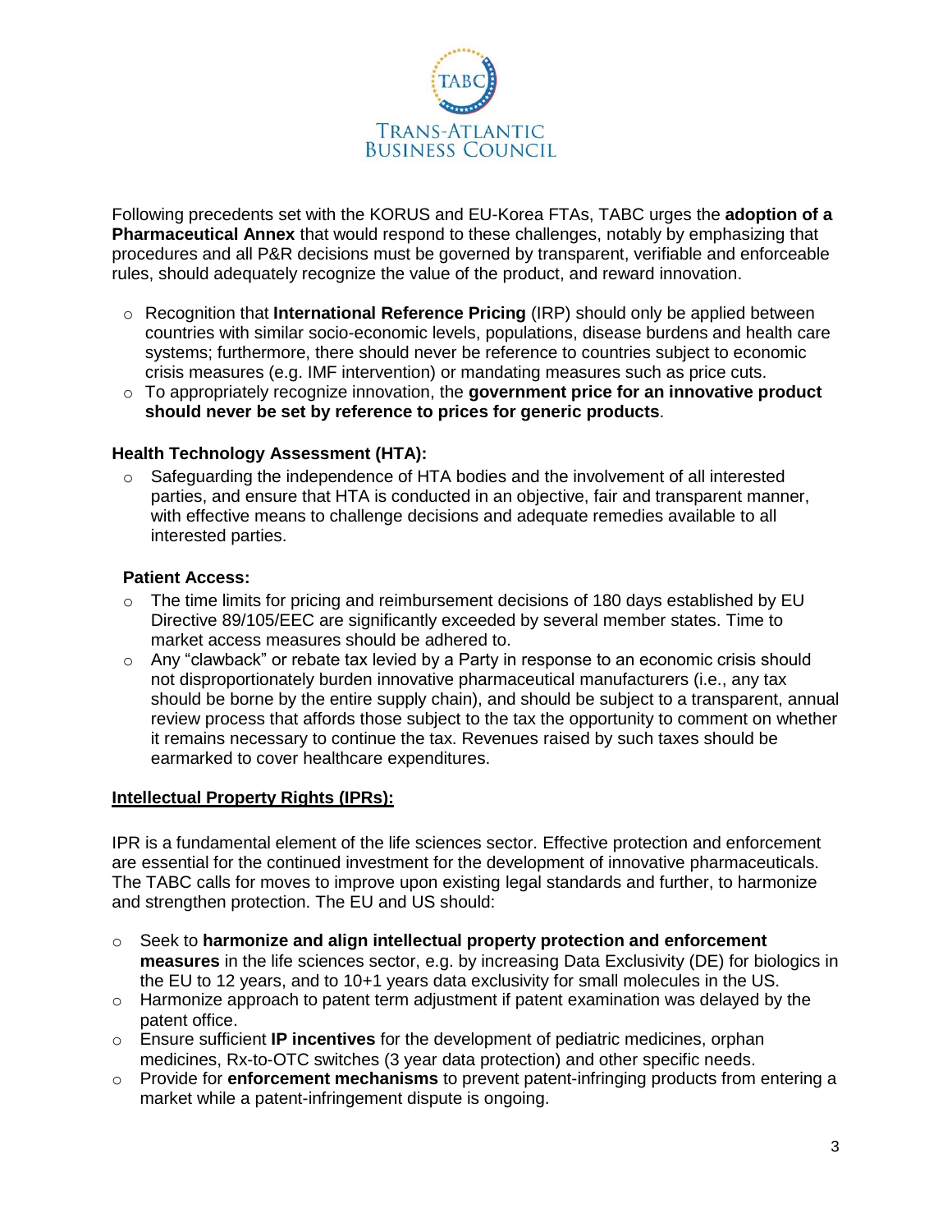Following precedents set with the KORUS and EU-Korea FTAs, TABC urges the **adoption of a Pharmaceutical Annex** that would respond to these challenges, notably by emphasizing that procedures and all P&R decisions must be governed by transparent, verifiable and enforceable rules, should adequately recognize the value of the product, and reward innovation.

- Recognition that **International Reference Pricing** (IRP) should only be applied between countries with similar socio-economic levels, populations, disease burdens and health care systems; furthermore, there should never be reference to countries subject to economic crisis measures (e.g. IMF intervention) or mandating measures such as price cuts.
- To appropriately recognize innovation, the **government price for an innovative product should never be set by reference to prices for generic products**.

**Health Technology Assessment (HTA):**

- Safeguarding the independence of HTA bodies and the involvement of all interested parties, and ensure that HTA is conducted in an objective, fair and transparent manner, with effective means to challenge decisions and adequate remedies available to all interested parties.

**Patient Access:**

- The time limits for pricing and reimbursement decisions of 180 days established by EU Directive 89/105/EEC are significantly exceeded by several member states. Time to market access measures should be adhered to.
- Any "clawback" or rebate tax levied by a Party in response to an economic crisis should not disproportionately burden innovative pharmaceutical manufacturers (i.e., any tax should be borne by the entire supply chain), and should be subject to a transparent, annual review process that affords those subject to the tax the opportunity to comment on whether it remains necessary to continue the tax. Revenues raised by such taxes should be earmarked to cover healthcare expenditures.

**Intellectual Property Rights (IPRs):**

IPR is a fundamental element of the life sciences sector. Effective protection and enforcement are essential for the continued investment for the development of innovative pharmaceuticals. The TABC calls for moves to improve upon existing legal standards and further, to harmonize and strengthen protection. The EU and US should:

- Seek to **harmonize and align intellectual property protection and enforcement measures** in the life sciences sector, e.g. by increasing Data Exclusivity (DE) for biologics in the EU to 12 years, and to 10+1 years data exclusivity for small molecules in the US.
- Harmonize approach to patent term adjustment if patent examination was delayed by the patent office.
- Ensure sufficient **IP incentives** for the development of pediatric medicines, orphan medicines, Rx-to-OTC switches (3 year data protection) and other specific needs.
- Provide for **enforcement mechanisms** to prevent patent-infringing products from entering a market while a patent-infringement dispute is ongoing.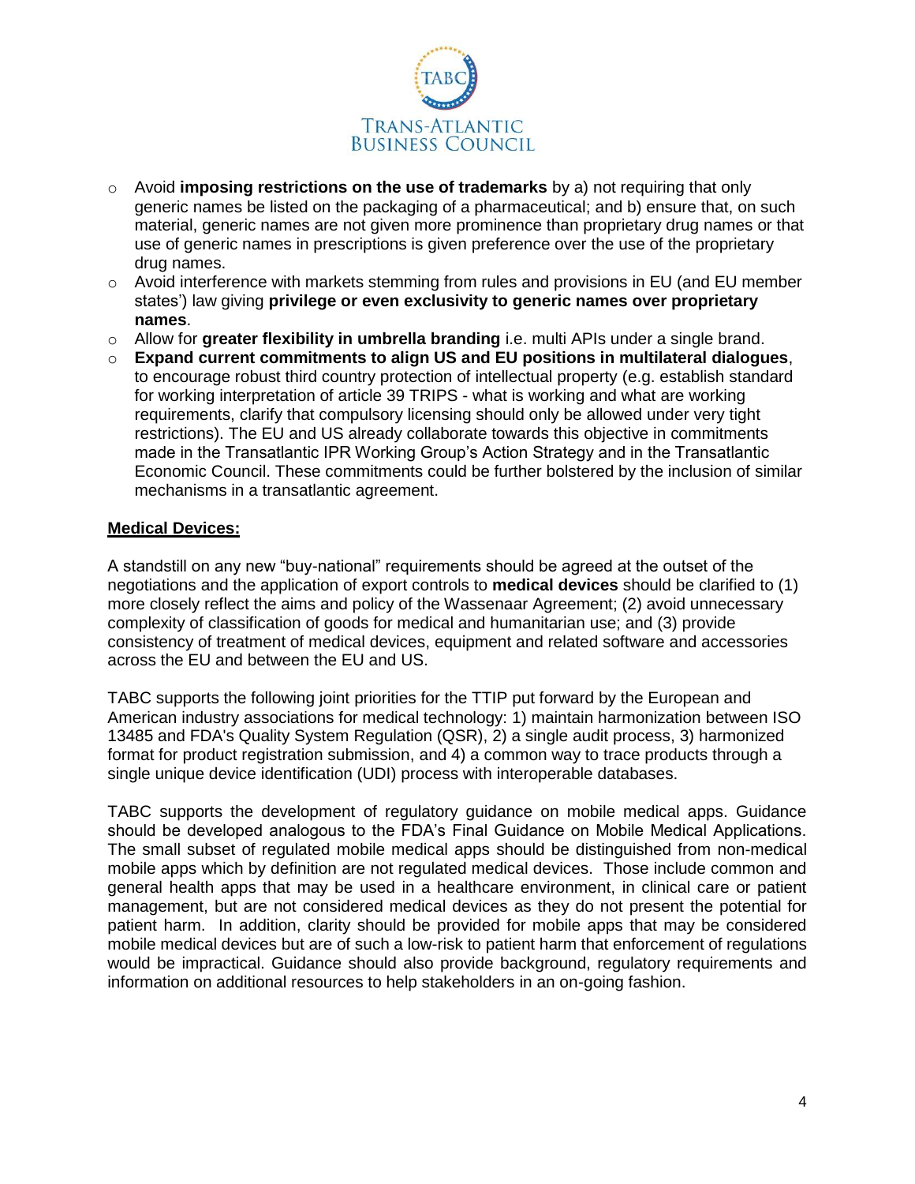- Avoid **imposing restrictions on the use of trademarks** by a) not requiring that only generic names be listed on the packaging of a pharmaceutical; and b) ensure that, on such material, generic names are not given more prominence than proprietary drug names or that use of generic names in prescriptions is given preference over the use of the proprietary drug names.
- Avoid interference with markets stemming from rules and provisions in EU (and EU member states') law giving **privilege or even exclusivity to generic names over proprietary names**.
- Allow for **greater flexibility in umbrella branding** i.e. multi APIs under a single brand.
- **Expand current commitments to align US and EU positions in multilateral dialogues**, to encourage robust third country protection of intellectual property (e.g. establish standard for working interpretation of article 39 TRIPS - what is working and what are working requirements, clarify that compulsory licensing should only be allowed under very tight restrictions). The EU and US already collaborate towards this objective in commitments made in the Transatlantic IPR Working Group's Action Strategy and in the Transatlantic Economic Council. These commitments could be further bolstered by the inclusion of similar mechanisms in a transatlantic agreement.

**Medical Devices:**

A standstill on any new "buy-national" requirements should be agreed at the outset of the negotiations and the application of export controls to **medical devices** should be clarified to (1) more closely reflect the aims and policy of the Wassenaar Agreement; (2) avoid unnecessary complexity of classification of goods for medical and humanitarian use; and (3) provide consistency of treatment of medical devices, equipment and related software and accessories across the EU and between the EU and US.

TABC supports the following joint priorities for the TTIP put forward by the European and American industry associations for medical technology: 1) maintain harmonization between ISO 13485 and FDA's Quality System Regulation (QSR), 2) a single audit process, 3) harmonized format for product registration submission, and 4) a common way to trace products through a single unique device identification (UDI) process with interoperable databases.

TABC supports the development of regulatory guidance on mobile medical apps. Guidance should be developed analogous to the FDA's Final Guidance on Mobile Medical Applications. The small subset of regulated mobile medical apps should be distinguished from non-medical mobile apps which by definition are not regulated medical devices. Those include common and general health apps that may be used in a healthcare environment, in clinical care or patient management, but are not considered medical devices as they do not present the potential for patient harm. In addition, clarity should be provided for mobile apps that may be considered mobile medical devices but are of such a low-risk to patient harm that enforcement of regulations would be impractical. Guidance should also provide background, regulatory requirements and information on additional resources to help stakeholders in an on-going fashion.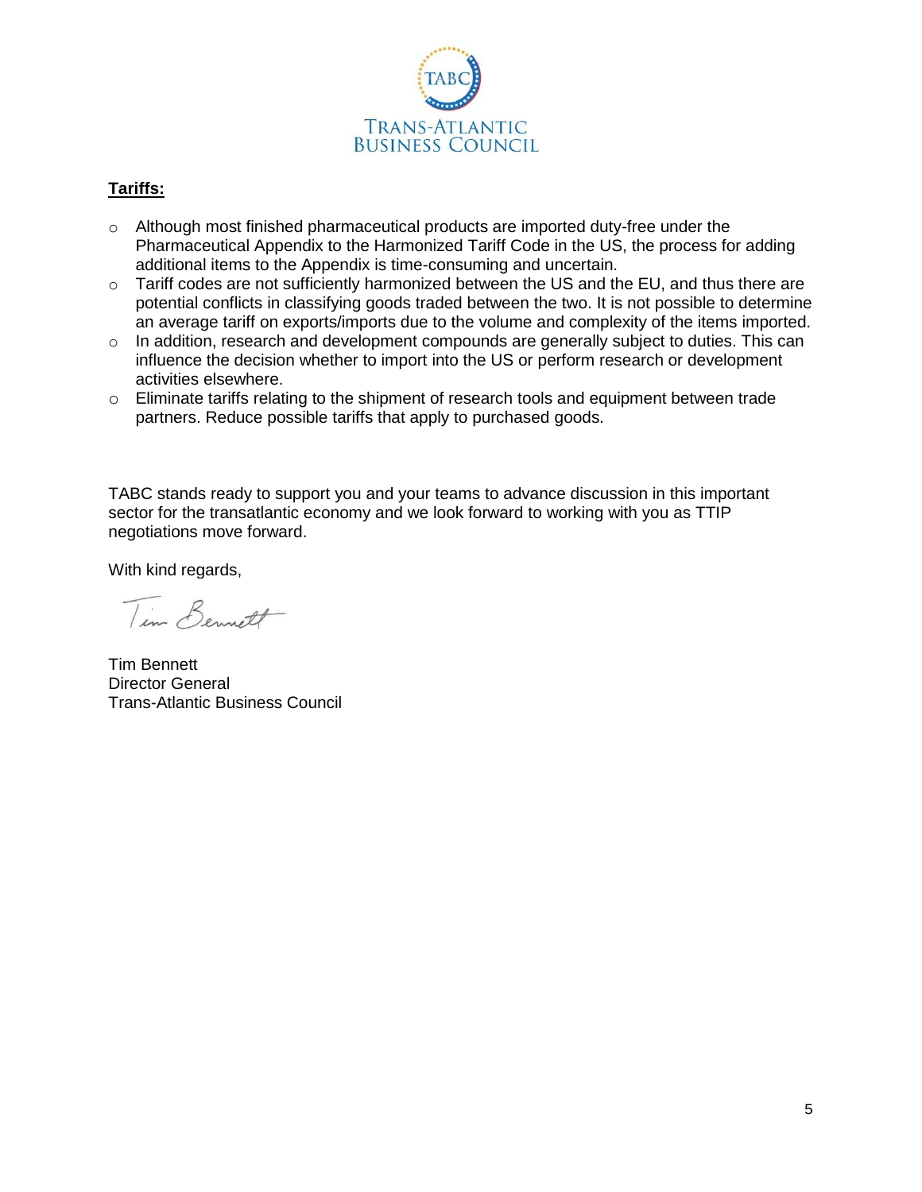**Tariffs:**

- Although most finished pharmaceutical products are imported duty-free under the Pharmaceutical Appendix to the Harmonized Tariff Code in the US, the process for adding additional items to the Appendix is time-consuming and uncertain.
- Tariff codes are not sufficiently harmonized between the US and the EU, and thus there are potential conflicts in classifying goods traded between the two. It is not possible to determine an average tariff on exports/imports due to the volume and complexity of the items imported.
- In addition, research and development compounds are generally subject to duties. This can influence the decision whether to import into the US or perform research or development activities elsewhere.
- Eliminate tariffs relating to the shipment of research tools and equipment between trade partners. Reduce possible tariffs that apply to purchased goods.

TABC stands ready to support you and your teams to advance discussion in this important sector for the transatlantic economy and we look forward to working with you as TTIP negotiations move forward.

With kind regards,

Tim Bennett

Tim Bennett
Director General
Trans-Atlantic Business Council